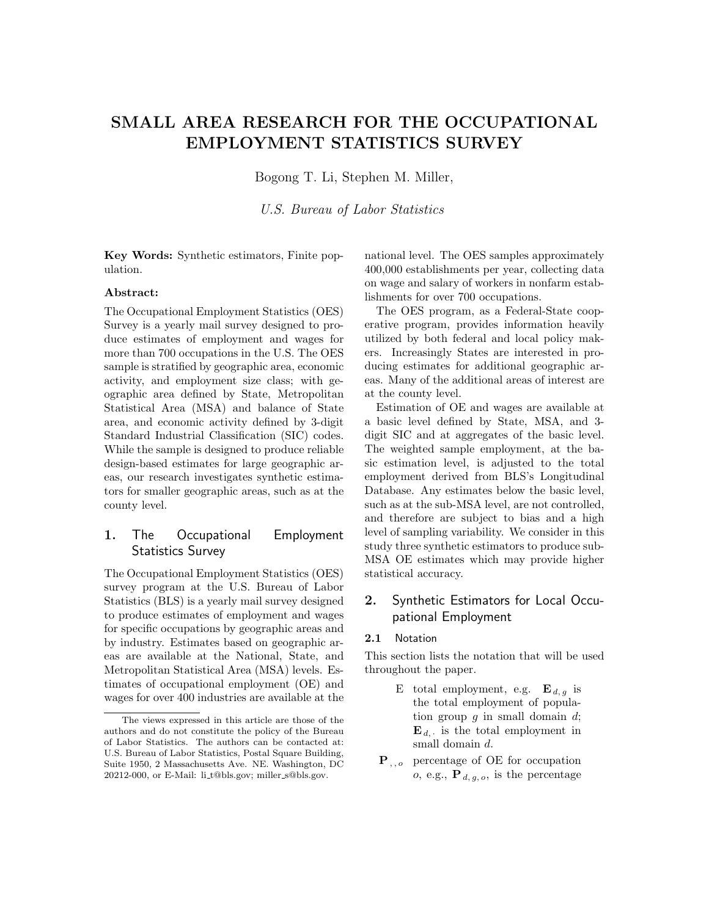# SMALL AREA RESEARCH FOR THE OCCUPATIONAL EMPLOYMENT STATISTICS SURVEY

Bogong T. Li, Stephen M. Miller,

*U.S. Bureau of Labor Statistics*

**Key Words:** Synthetic estimators, Finite population.

**Abstract:**

The Occupational Employment Statistics (OES) Survey is a yearly mail survey designed to produce estimates of employment and wages for more than 700 occupations in the U.S. The OES sample is stratified by geographic area, economic activity, and employment size class; with geographic area defined by State, Metropolitan Statistical Area (MSA) and balance of State area, and economic activity defined by 3-digit Standard Industrial Classification (SIC) codes. While the sample is designed to produce reliable design-based estimates for large geographic areas, our research investigates synthetic estimators for smaller geographic areas, such as at the county level.

## 1. The Occupational Employment Statistics Survey

The Occupational Employment Statistics (OES) survey program at the U.S. Bureau of Labor Statistics (BLS) is a yearly mail survey designed to produce estimates of employment and wages for specific occupations by geographic areas and by industry. Estimates based on geographic areas are available at the National, State, and Metropolitan Statistical Area (MSA) levels. Estimates of occupational employment (OE) and wages for over 400 industries are available at the national level. The OES samples approximately 400,000 establishments per year, collecting data on wage and salary of workers in nonfarm establishments for over 700 occupations.

The OES program, as a Federal-State cooperative program, provides information heavily utilized by both federal and local policy makers. Increasingly States are interested in producing estimates for additional geographic areas. Many of the additional areas of interest are at the county level.

Estimation of OE and wages are available at a basic level defined by State, MSA, and 3-digit SIC and at aggregates of the basic level. The weighted sample employment, at the basic estimation level, is adjusted to the total employment derived from BLS's Longitudinal Database. Any estimates below the basic level, such as at the sub-MSA level, are not controlled, and therefore are subject to bias and a high level of sampling variability. We consider in this study three synthetic estimators to produce sub-MSA OE estimates which may provide higher statistical accuracy.

## 2. Synthetic Estimators for Local Occupational Employment

### 2.1 Notation

This section lists the notation that will be used throughout the paper.

- E total employment, e.g. $\mathbf{E}_{d,\,g}$ is the total employment of population group $g$ in small domain $d$; $\mathbf{E}_{d,\,\cdot}$ is the total employment in small domain $d$.
- $\mathbf{P}_{\,,\,,\,o}$ percentage of OE for occupation $o$, e.g., $\mathbf{P}_{d,\,g,\,o}$, is the percentage

---

The views expressed in this article are those of the authors and do not constitute the policy of the Bureau of Labor Statistics. The authors can be contacted at: U.S. Bureau of Labor Statistics, Postal Square Building, Suite 1950, 2 Massachusetts Ave. NE. Washington, DC 20212-000, or E-Mail: li_t@bls.gov; miller_s@bls.gov.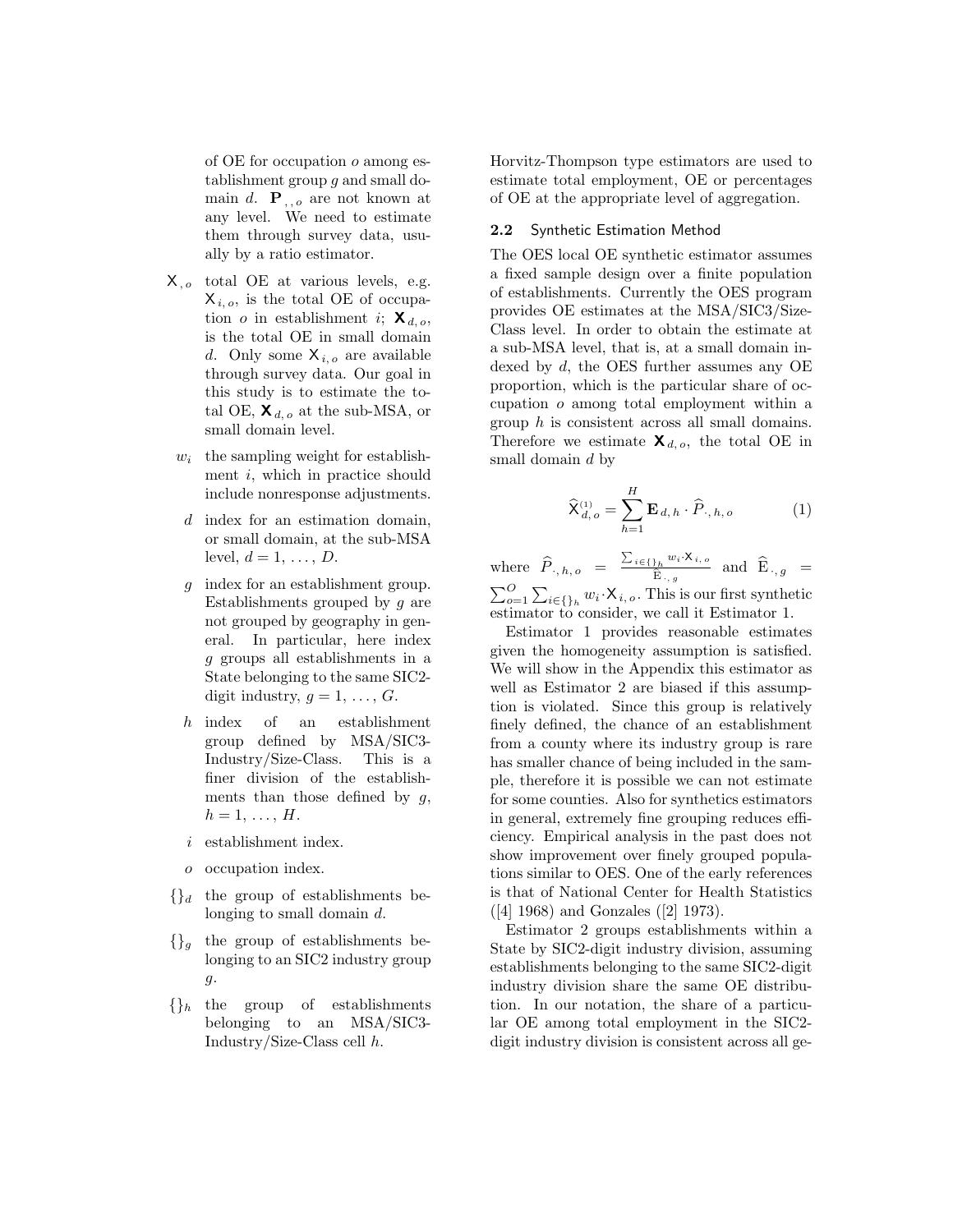of OE for occupation $o$ among establishment group $g$ and small domain $d$. $\mathbf{P}_{\,,\,,\,o}$ are not known at any level. We need to estimate them through survey data, usually by a ratio estimator.

- $\mathsf{X}_{\,,\,o}$ total OE at various levels, e.g. $\mathsf{X}_{i,\,o}$, is the total OE of occupation $o$ in establishment $i$; $\mathbf{X}_{d,\,o}$, is the total OE in small domain $d$. Only some $\mathsf{X}_{i,\,o}$ are available through survey data. Our goal in this study is to estimate the total OE, $\mathbf{X}_{d,\,o}$ at the sub-MSA, or small domain level.
- $w_i$ the sampling weight for establishment $i$, which in practice should include nonresponse adjustments.
- $d$ index for an estimation domain, or small domain, at the sub-MSA level, $d = 1, \ldots, D$.
- $g$ index for an establishment group. Establishments grouped by $g$ are not grouped by geography in general. In particular, here index $g$ groups all establishments in a State belonging to the same SIC2-digit industry, $g = 1, \ldots, G$.
- $h$ index of an establishment group defined by MSA/SIC3-Industry/Size-Class. This is a finer division of the establishments than those defined by $g$, $h = 1, \ldots, H$.
- $i$ establishment index.
- $o$ occupation index.
- $\{\}_d$ the group of establishments belonging to small domain $d$.
- $\{\}_g$ the group of establishments belonging to an SIC2 industry group $g$.
- $\{\}_h$ the group of establishments belonging to an MSA/SIC3-Industry/Size-Class cell $h$.

Horvitz-Thompson type estimators are used to estimate total employment, OE or percentages of OE at the appropriate level of aggregation.

## 2.2 Synthetic Estimation Method

The OES local OE synthetic estimator assumes a fixed sample design over a finite population of establishments. Currently the OES program provides OE estimates at the MSA/SIC3/Size-Class level. In order to obtain the estimate at a sub-MSA level, that is, at a small domain indexed by $d$, the OES further assumes any OE proportion, which is the particular share of occupation $o$ among total employment within a group $h$ is consistent across all small domains. Therefore we estimate $\mathbf{X}_{d,\,o}$, the total OE in small domain $d$ by

$$\widehat{\mathsf{X}}^{(1)}_{d,\,o} = \sum_{h=1}^{H} \mathbf{E}_{d,\,h} \cdot \widehat{P}_{\cdot,\,h,\,o} \tag{1}$$

where $\widehat{P}_{\cdot,\,h,\,o} = \frac{\sum_{i \in \{\}_h} w_i \cdot \mathsf{X}_{i,\,o}}{\widehat{\mathrm{E}}_{\cdot,\,g}}$ and $\widehat{\mathrm{E}}_{\cdot,\,g} = \sum_{o=1}^{O} \sum_{i \in \{\}_h} w_i \cdot \mathsf{X}_{i,\,o}$. This is our first synthetic estimator to consider, we call it Estimator 1.

Estimator 1 provides reasonable estimates given the homogeneity assumption is satisfied. We will show in the Appendix this estimator as well as Estimator 2 are biased if this assumption is violated. Since this group is relatively finely defined, the chance of an establishment from a county where its industry group is rare has smaller chance of being included in the sample, therefore it is possible we can not estimate for some counties. Also for synthetics estimators in general, extremely fine grouping reduces efficiency. Empirical analysis in the past does not show improvement over finely grouped populations similar to OES. One of the early references is that of National Center for Health Statistics ([4] 1968) and Gonzales ([2] 1973).

Estimator 2 groups establishments within a State by SIC2-digit industry division, assuming establishments belonging to the same SIC2-digit industry division share the same OE distribution. In our notation, the share of a particular OE among total employment in the SIC2-digit industry division is consistent across all ge-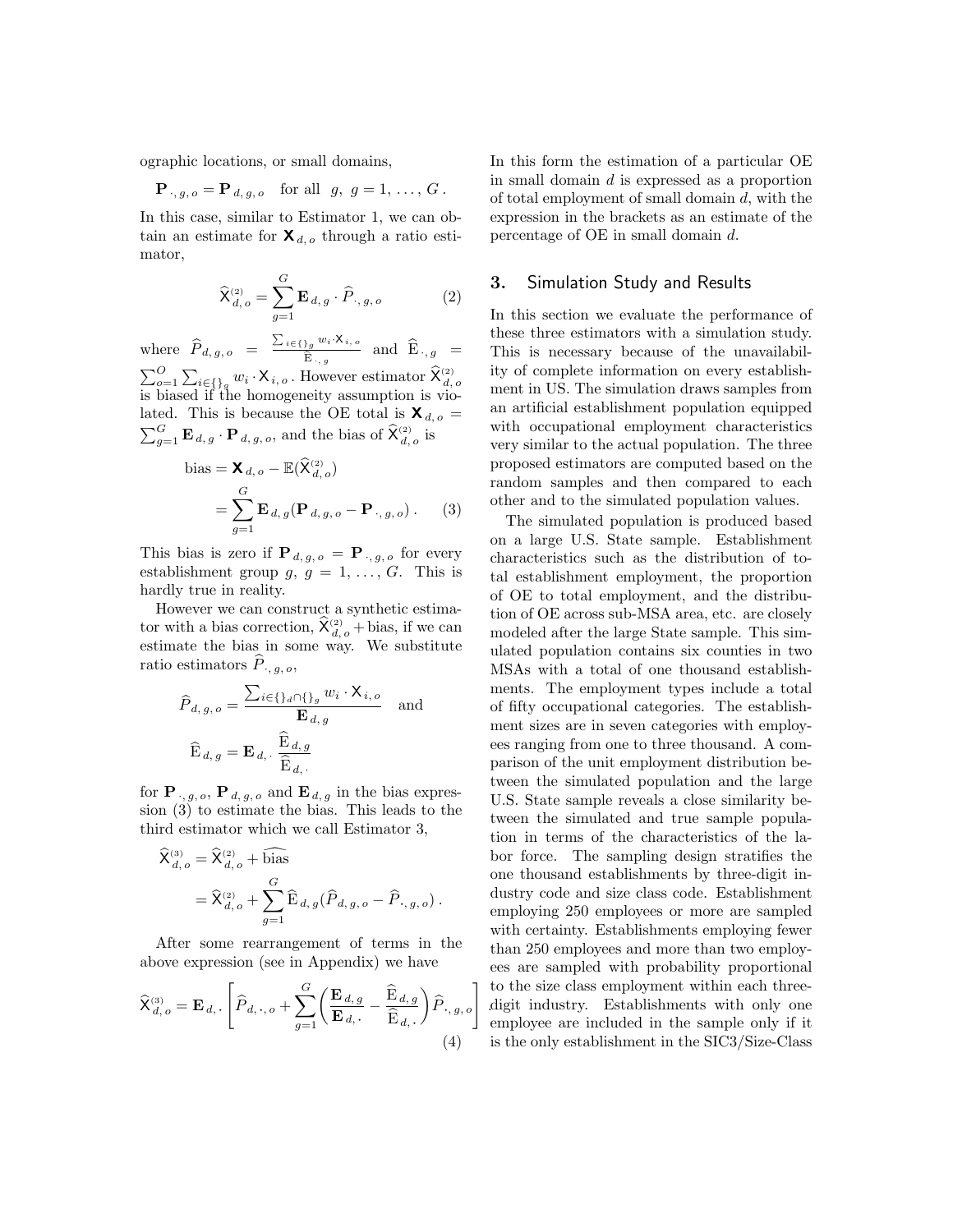ographic locations, or small domains,

$$\mathbf{P}_{\cdot, g, o} = \mathbf{P}_{d, g, o} \quad \text{for all} \;\; g, \; g = 1, \ldots, G \,.$$

In this case, similar to Estimator 1, we can obtain an estimate for $\mathsf{X}_{d,o}$ through a ratio estimator,

$$\widehat{\mathsf{X}}^{(2)}_{d,o} = \sum_{g=1}^{G} \mathbf{E}_{d,g} \cdot \widehat{P}_{\cdot, g, o} \tag{2}$$

where $\widehat{P}_{d,g,o} = \frac{\sum_{i \in \{\}_g} w_i \cdot \mathsf{X}_{i,o}}{\widehat{\mathrm{E}}_{\cdot, g}}$ and $\widehat{\mathrm{E}}_{\cdot, g} = \sum_{o=1}^{O} \sum_{i \in \{\}_g} w_i \cdot \mathsf{X}_{i,o}$. However estimator $\widehat{\mathsf{X}}^{(2)}_{d,o}$ is biased if the homogeneity assumption is violated. This is because the OE total is $\mathsf{X}_{d,o} = \sum_{g=1}^{G} \mathbf{E}_{d,g} \cdot \mathbf{P}_{d,g,o}$, and the bias of $\widehat{\mathsf{X}}^{(2)}_{d,o}$ is

$$\begin{aligned} \text{bias} &= \mathsf{X}_{d,o} - \mathbb{E}(\widehat{\mathsf{X}}^{(2)}_{d,o}) \\ &= \sum_{g=1}^{G} \mathbf{E}_{d,g} (\mathbf{P}_{d,g,o} - \mathbf{P}_{\cdot,g,o}) \,. \end{aligned} \tag{3}$$

This bias is zero if $\mathbf{P}_{d,g,o} = \mathbf{P}_{\cdot,g,o}$ for every establishment group $g$, $g = 1, \ldots, G$. This is hardly true in reality.

However we can construct a synthetic estimator with a bias correction, $\widehat{\mathsf{X}}^{(2)}_{d,o} + \text{bias}$, if we can estimate the bias in some way. We substitute ratio estimators $\widehat{P}_{\cdot,g,o}$,

$$\widehat{P}_{d,g,o} = \frac{\sum_{i \in \{\}_d \cap \{\}_g} w_i \cdot \mathsf{X}_{i,o}}{\mathbf{E}_{d,g}} \quad \text{and}$$

$$\widehat{\mathrm{E}}_{d,g} = \mathbf{E}_{d,\cdot} \frac{\widehat{\mathrm{E}}_{d,g}}{\widehat{\mathrm{E}}_{d,\cdot}}$$

for $\mathbf{P}_{\cdot,g,o}$, $\mathbf{P}_{d,g,o}$ and $\mathbf{E}_{d,g}$ in the bias expression (3) to estimate the bias. This leads to the third estimator which we call Estimator 3,

$$\begin{aligned} \widehat{\mathsf{X}}^{(3)}_{d,o} &= \widehat{\mathsf{X}}^{(2)}_{d,o} + \widehat{\text{bias}} \\ &= \widehat{\mathsf{X}}^{(2)}_{d,o} + \sum_{g=1}^{G} \widehat{\mathrm{E}}_{d,g} (\widehat{P}_{d,g,o} - \widehat{P}_{\cdot,g,o}) \,. \end{aligned}$$

After some rearrangement of terms in the above expression (see in Appendix) we have

$$\widehat{\mathsf{X}}^{(3)}_{d,o} = \mathbf{E}_{d,\cdot} \left[ \widehat{P}_{d,\cdot,o} + \sum_{g=1}^{G} \left( \frac{\mathbf{E}_{d,g}}{\mathbf{E}_{d,\cdot}} - \frac{\widehat{\mathrm{E}}_{d,g}}{\widehat{\mathrm{E}}_{d,\cdot}} \right) \widehat{P}_{\cdot,g,o} \right] \tag{4}$$

In this form the estimation of a particular OE in small domain $d$ is expressed as a proportion of total employment of small domain $d$, with the expression in the brackets as an estimate of the percentage of OE in small domain $d$.

## 3. Simulation Study and Results

In this section we evaluate the performance of these three estimators with a simulation study. This is necessary because of the unavailability of complete information on every establishment in US. The simulation draws samples from an artificial establishment population equipped with occupational employment characteristics very similar to the actual population. The three proposed estimators are computed based on the random samples and then compared to each other and to the simulated population values.

The simulated population is produced based on a large U.S. State sample. Establishment characteristics such as the distribution of total establishment employment, the proportion of OE to total employment, and the distribution of OE across sub-MSA area, etc. are closely modeled after the large State sample. This simulated population contains six counties in two MSAs with a total of one thousand establishments. The employment types include a total of fifty occupational categories. The establishment sizes are in seven categories with employees ranging from one to three thousand. A comparison of the unit employment distribution between the simulated population and the large U.S. State sample reveals a close similarity between the simulated and true sample population in terms of the characteristics of the labor force. The sampling design stratifies the one thousand establishments by three-digit industry code and size class code. Establishment employing 250 employees or more are sampled with certainty. Establishments employing fewer than 250 employees and more than two employees are sampled with probability proportional to the size class employment within each three-digit industry. Establishments with only one employee are included in the sample only if it is the only establishment in the SIC3/Size-Class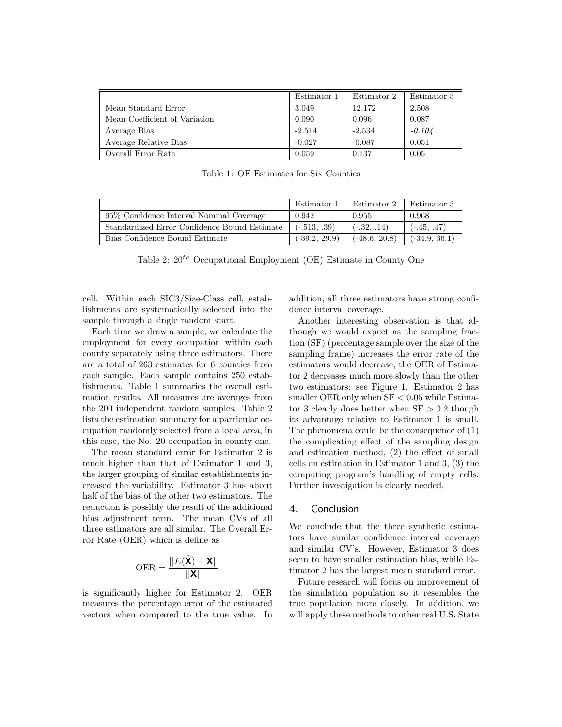| | Estimator 1 | Estimator 2 | Estimator 3 |
|---|---|---|---|
| Mean Standard Error | 3.049 | 12.172 | 2.508 |
| Mean Coefficient of Variation | 0.090 | 0.096 | 0.087 |
| Average Bias | -2.514 | -2.534 | *-0.104* |
| Average Relative Bias | -0.027 | -0.087 | 0.051 |
| Overall Error Rate | 0.059 | 0.137 | 0.05 |

Table 1: OE Estimates for Six Counties

| | Estimator 1 | Estimator 2 | Estimator 3 |
|---|---|---|---|
| 95% Confidence Interval Nominal Coverage | 0.942 | 0.955 | 0.968 |
| Standardized Error Confidence Bound Estimate | (-.513, .39) | (-.32, .14) | (-.45, .47) |
| Bias Confidence Bound Estimate | (-39.2, 29.9) | (-48.6, 20.8) | (-34.9, 36.1) |

Table 2: $20^{th}$ Occupational Employment (OE) Estimate in County One

cell. Within each SIC3/Size-Class cell, establishments are systematically selected into the sample through a single random start.

Each time we draw a sample, we calculate the employment for every occupation within each county separately using three estimators. There are a total of 263 estimates for 6 counties from each sample. Each sample contains 250 establishments. Table 1 summaries the overall estimation results. All measures are averages from the 200 independent random samples. Table 2 lists the estimation summary for a particular occupation randomly selected from a local area, in this case, the No. 20 occupation in county one.

The mean standard error for Estimator 2 is much higher than that of Estimator 1 and 3, the larger grouping of similar establishments increased the variability. Estimator 3 has about half of the bias of the other two estimators. The reduction is possibly the result of the additional bias adjustment term. The mean CVs of all three estimators are all similar. The Overall Error Rate (OER) which is define as

$$\text{OER} = \frac{||E(\widehat{\mathbf{X}}) - \mathbf{X}||}{||\mathbf{X}||}$$

is significantly higher for Estimator 2. OER measures the percentage error of the estimated vectors when compared to the true value. In addition, all three estimators have strong confidence interval coverage.

Another interesting observation is that although we would expect as the sampling fraction (SF) (percentage sample over the size of the sampling frame) increases the error rate of the estimators would decrease, the OER of Estimator 2 decreases much more slowly than the other two estimators: see Figure 1. Estimator 2 has smaller OER only when SF $< 0.05$ while Estimator 3 clearly does better when SF $> 0.2$ though its advantage relative to Estimator 1 is small. The phenomena could be the consequence of (1) the complicating effect of the sampling design and estimation method, (2) the effect of small cells on estimation in Estimator 1 and 3, (3) the computing program's handling of empty cells. Further investigation is clearly needed.

## 4. Conclusion

We conclude that the three synthetic estimators have similar confidence interval coverage and similar CV's. However, Estimator 3 does seem to have smaller estimation bias, while Estimator 2 has the largest mean standard error.

Future research will focus on improvement of the simulation population so it resembles the true population more closely. In addition, we will apply these methods to other real U.S. State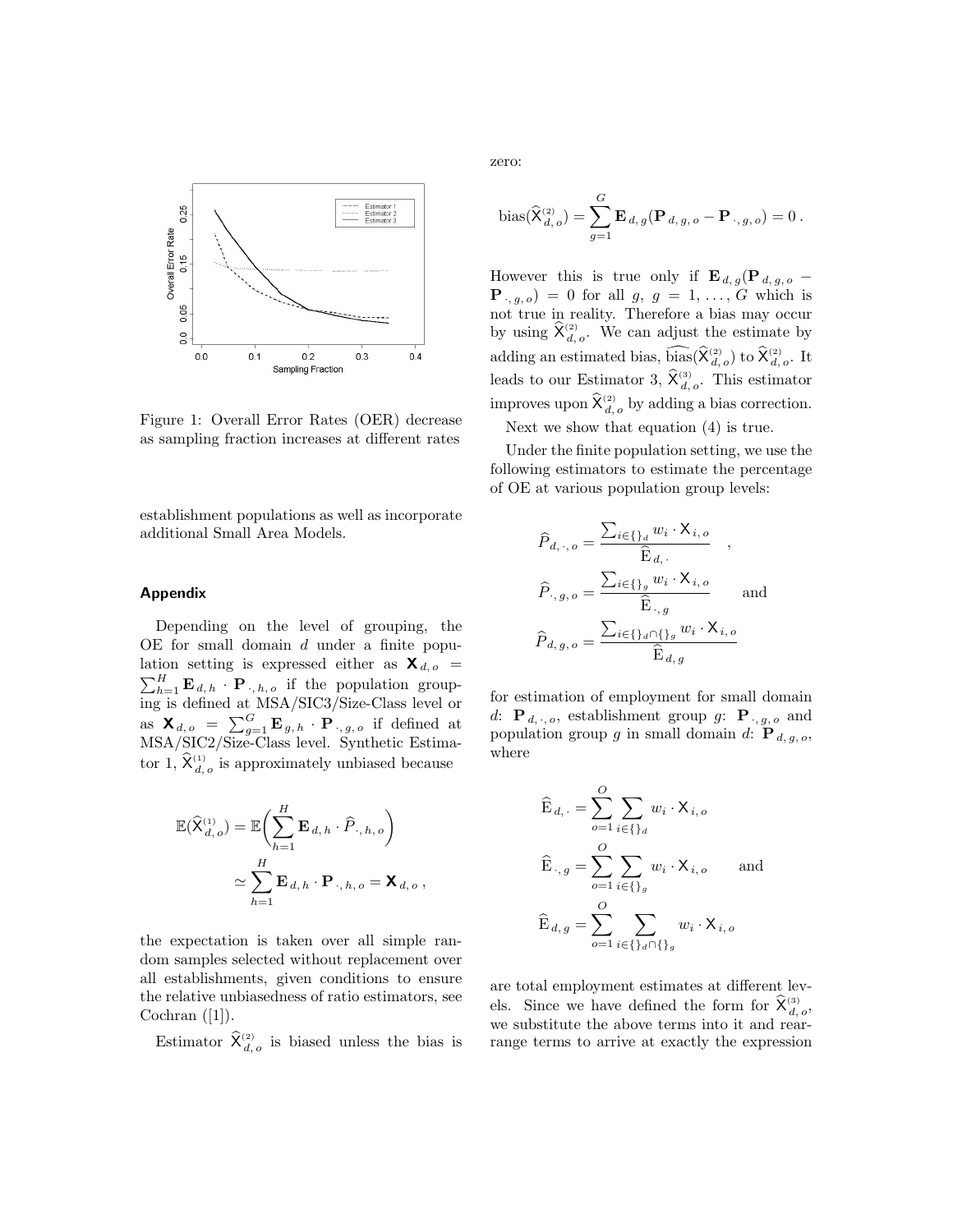Overall Error Rate

0.0 0.05 0.15 0.25

0.0 0.1 0.2 0.3 0.4

Sampling Fraction

Estimator 1
Estimator 2
Estimator 3

Figure 1: Overall Error Rates (OER) decrease as sampling fraction increases at different rates

establishment populations as well as incorporate additional Small Area Models.

## Appendix

Depending on the level of grouping, the OE for small domain $d$ under a finite population setting is expressed either as $\mathbf{X}_{d,\,o} = \sum_{h=1}^{H} \mathbf{E}_{d,\,h} \cdot \mathbf{P}_{\cdot,\,h,\,o}$ if the population grouping is defined at MSA/SIC3/Size-Class level or as $\mathbf{X}_{d,\,o} = \sum_{g=1}^{G} \mathbf{E}_{g,\,h} \cdot \mathbf{P}_{\cdot,\,g,\,o}$ if defined at MSA/SIC2/Size-Class level. Synthetic Estimator 1, $\widehat{\mathsf{X}}^{(1)}_{d,\,o}$ is approximately unbiased because

$$\mathbb{E}(\widehat{\mathsf{X}}^{(1)}_{d,\,o}) = \mathbb{E}\biggl(\sum_{h=1}^{H} \mathbf{E}_{d,\,h} \cdot \widehat{P}_{\cdot,\,h,\,o}\biggr) \simeq \sum_{h=1}^{H} \mathbf{E}_{d,\,h} \cdot \mathbf{P}_{\cdot,\,h,\,o} = \mathbf{X}_{d,\,o}\,,$$

the expectation is taken over all simple random samples selected without replacement over all establishments, given conditions to ensure the relative unbiasedness of ratio estimators, see Cochran ([1]).

Estimator $\widehat{\mathsf{X}}^{(2)}_{d,\,o}$ is biased unless the bias is zero:

$$\mathrm{bias}(\widehat{\mathsf{X}}^{(2)}_{d,\,o}) = \sum_{g=1}^{G} \mathbf{E}_{d,\,g}(\mathbf{P}_{d,\,g,\,o} - \mathbf{P}_{\cdot,\,g,\,o}) = 0\,.$$

However this is true only if $\mathbf{E}_{d,\,g}(\mathbf{P}_{d,\,g,\,o} - \mathbf{P}_{\cdot,\,g,\,o}) = 0$ for all $g$, $g = 1, \ldots, G$ which is not true in reality. Therefore a bias may occur by using $\widehat{\mathsf{X}}^{(2)}_{d,\,o}$. We can adjust the estimate by adding an estimated bias, $\widehat{\mathrm{bias}}(\widehat{\mathsf{X}}^{(2)}_{d,\,o})$ to $\widehat{\mathsf{X}}^{(2)}_{d,\,o}$. It leads to our Estimator 3, $\widehat{\mathsf{X}}^{(3)}_{d,\,o}$. This estimator improves upon $\widehat{\mathsf{X}}^{(2)}_{d,\,o}$ by adding a bias correction.

Next we show that equation (4) is true.

Under the finite population setting, we use the following estimators to estimate the percentage of OE at various population group levels:

$$\widehat{P}_{d,\,\cdot,\,o} = \frac{\sum_{i\in\{\}_d} w_i \cdot \mathsf{X}_{i,\,o}}{\widehat{\mathrm{E}}_{d,\,\cdot}}\,,$$

$$\widehat{P}_{\cdot,\,g,\,o} = \frac{\sum_{i\in\{\}_g} w_i \cdot \mathsf{X}_{i,\,o}}{\widehat{\mathrm{E}}_{\cdot,\,g}} \quad \text{and}$$

$$\widehat{P}_{d,\,g,\,o} = \frac{\sum_{i\in\{\}_d\cap\{\}_g} w_i \cdot \mathsf{X}_{i,\,o}}{\widehat{\mathrm{E}}_{d,\,g}}$$

for estimation of employment for small domain $d$: $\mathbf{P}_{d,\,\cdot,\,o}$, establishment group $g$: $\mathbf{P}_{\cdot,\,g,\,o}$ and population group $g$ in small domain $d$: $\mathbf{P}_{d,\,g,\,o}$, where

$$\widehat{\mathrm{E}}_{d,\,\cdot} = \sum_{o=1}^{O} \sum_{i\in\{\}_d} w_i \cdot \mathsf{X}_{i,\,o}$$

$$\widehat{\mathrm{E}}_{\cdot,\,g} = \sum_{o=1}^{O} \sum_{i\in\{\}_g} w_i \cdot \mathsf{X}_{i,\,o} \quad \text{and}$$

$$\widehat{\mathrm{E}}_{d,\,g} = \sum_{o=1}^{O} \sum_{i\in\{\}_d\cap\{\}_g} w_i \cdot \mathsf{X}_{i,\,o}$$

are total employment estimates at different levels. Since we have defined the form for $\widehat{\mathsf{X}}^{(3)}_{d,\,o}$, we substitute the above terms into it and rearrange terms to arrive at exactly the expression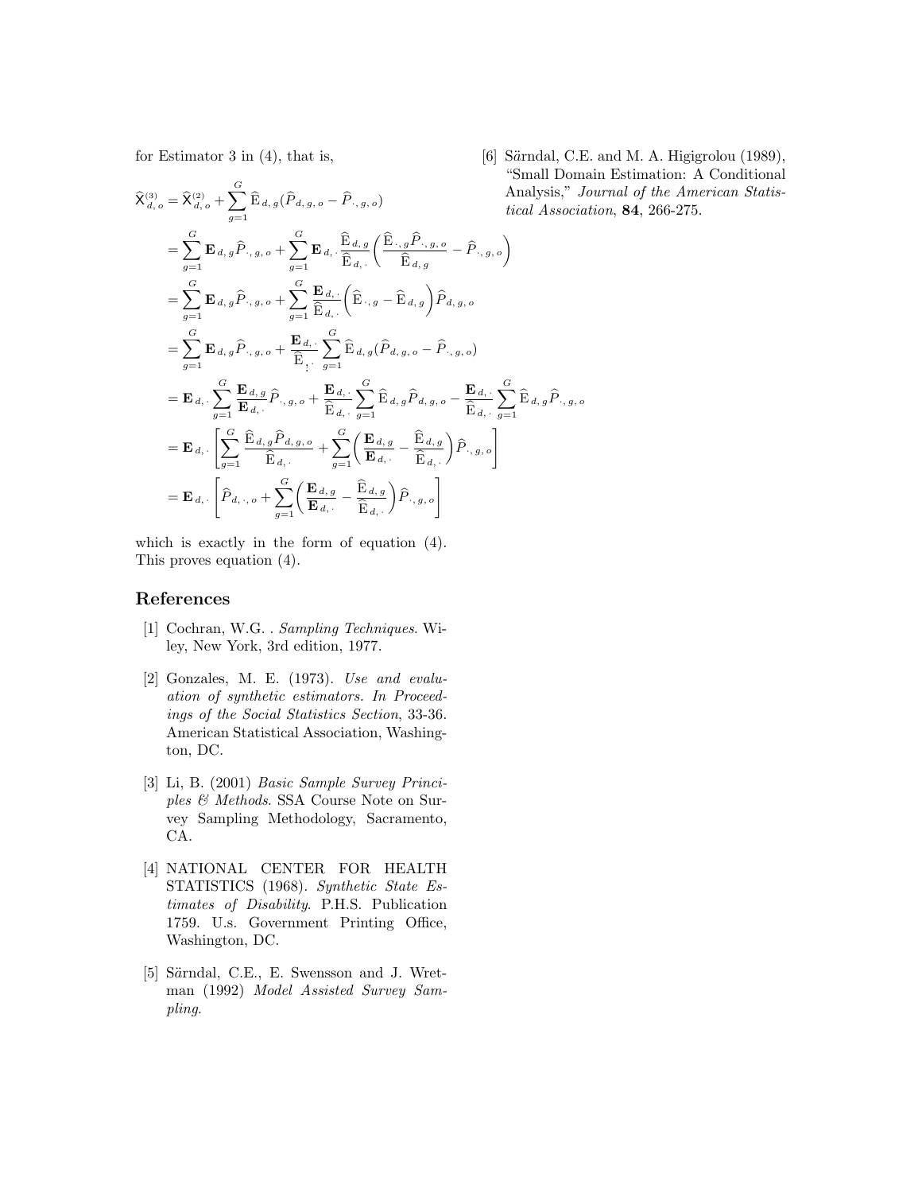for Estimator 3 in (4), that is,

$$
\begin{aligned}
\widehat{\mathsf{X}}^{(3)}_{d,\,o} &= \widehat{\mathsf{X}}^{(2)}_{d,\,o} + \sum_{g=1}^{G} \widehat{\mathrm{E}}_{\,d,\,g}(\widehat{P}_{d,\,g,\,o} - \widehat{P}_{\cdot,\,g,\,o}) \\
&= \sum_{g=1}^{G} \mathbf{E}_{\,d,\,g}\widehat{P}_{\cdot,\,g,\,o} + \sum_{g=1}^{G} \mathbf{E}_{\,d,\,\cdot}\frac{\widehat{\mathrm{E}}_{\,d,\,g}}{\widehat{\mathrm{E}}_{\,d,\,\cdot}}\left(\frac{\widehat{\mathrm{E}}_{\,\cdot,\,g}\widehat{P}_{\cdot,\,g,\,o}}{\widehat{\mathrm{E}}_{\,d,\,g}} - \widehat{P}_{\cdot,\,g,\,o}\right) \\
&= \sum_{g=1}^{G} \mathbf{E}_{\,d,\,g}\widehat{P}_{\cdot,\,g,\,o} + \sum_{g=1}^{G} \frac{\mathbf{E}_{\,d,\,\cdot}}{\widehat{\mathrm{E}}_{\,d,\,\cdot}}\left(\widehat{\mathrm{E}}_{\,\cdot,\,g} - \widehat{\mathrm{E}}_{\,d,\,g}\right)\widehat{P}_{d,\,g,\,o} \\
&= \sum_{g=1}^{G} \mathbf{E}_{\,d,\,g}\widehat{P}_{\cdot,\,g,\,o} + \frac{\mathbf{E}_{\,d,\,\cdot}}{\widehat{\mathrm{E}}_{\,!\,\cdot}}\sum_{g=1}^{G} \widehat{\mathrm{E}}_{\,d,\,g}(\widehat{P}_{d,\,g,\,o} - \widehat{P}_{\cdot,\,g,\,o}) \\
&= \mathbf{E}_{\,d,\,\cdot}\sum_{g=1}^{G} \frac{\mathbf{E}_{\,d,\,g}}{\mathbf{E}_{\,d,\,\cdot}}\widehat{P}_{\cdot,\,g,\,o} + \frac{\mathbf{E}_{\,d,\,\cdot}}{\widehat{\mathrm{E}}_{\,d,\,\cdot}}\sum_{g=1}^{G} \widehat{\mathrm{E}}_{\,d,\,g}\widehat{P}_{d,\,g,\,o} - \frac{\mathbf{E}_{\,d,\,\cdot}}{\widehat{\mathrm{E}}_{\,d,\,\cdot}}\sum_{g=1}^{G} \widehat{\mathrm{E}}_{\,d,\,g}\widehat{P}_{\cdot,\,g,\,o} \\
&= \mathbf{E}_{\,d,\,\cdot}\left[\sum_{g=1}^{G} \frac{\widehat{\mathrm{E}}_{\,d,\,g}\widehat{P}_{d,\,g,\,o}}{\widehat{\mathrm{E}}_{\,d,\,\cdot}} + \sum_{g=1}^{G}\left(\frac{\mathbf{E}_{\,d,\,g}}{\mathbf{E}_{\,d,\,\cdot}} - \frac{\widehat{\mathrm{E}}_{\,d,\,g}}{\widehat{\mathrm{E}}_{\,d,\,\cdot}}\right)\widehat{P}_{\cdot,\,g,\,o}\right] \\
&= \mathbf{E}_{\,d,\,\cdot}\left[\widehat{P}_{d,\,\cdot,\,o} + \sum_{g=1}^{G}\left(\frac{\mathbf{E}_{\,d,\,g}}{\mathbf{E}_{\,d,\,\cdot}} - \frac{\widehat{\mathrm{E}}_{\,d,\,g}}{\widehat{\mathrm{E}}_{\,d,\,\cdot}}\right)\widehat{P}_{\cdot,\,g,\,o}\right]
\end{aligned}
$$

which is exactly in the form of equation (4). This proves equation (4).

## References

[1] Cochran, W.G. . *Sampling Techniques*. Wiley, New York, 3rd edition, 1977.

[2] Gonzales, M. E. (1973). *Use and evaluation of synthetic estimators. In Proceedings of the Social Statistics Section*, 33-36. American Statistical Association, Washington, DC.

[3] Li, B. (2001) *Basic Sample Survey Principles & Methods*. SSA Course Note on Survey Sampling Methodology, Sacramento, CA.

[4] NATIONAL CENTER FOR HEALTH STATISTICS (1968). *Synthetic State Estimates of Disability*. P.H.S. Publication 1759. U.s. Government Printing Office, Washington, DC.

[5] Sărndal, C.E., E. Swensson and J. Wretman (1992) *Model Assisted Survey Sampling*.

[6] Sărndal, C.E. and M. A. Higigrolou (1989), "Small Domain Estimation: A Conditional Analysis," *Journal of the American Statistical Association*, **84**, 266-275.